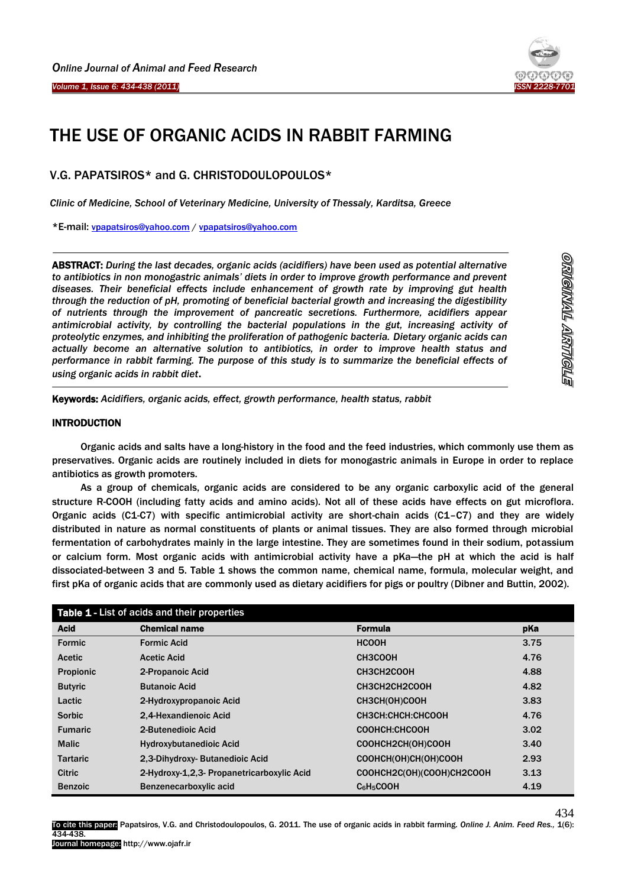# THE USE OF ORGANIC ACIDS IN RABBIT FARMING

V.G. PAPATSIROS* and G. CHRISTODOULOPOULOS*

*Clinic of Medicine, School of Veterinary Medicine, University of Thessaly, Karditsa, Greece*

*E-mail: vpapatsiros@yahoo.com / vpapatsiros@yahoo.com

**ABSTRACT:** *During the last decades, organic acids (acidifiers) have been used as potential alternative to antibiotics in non monogastric animals' diets in order to improve growth performance and prevent diseases. Their beneficial effects include enhancement of growth rate by improving gut health through the reduction of pH, promoting of beneficial bacterial growth and increasing the digestibility of nutrients through the improvement of pancreatic secretions. Furthermore, acidifiers appear antimicrobial activity, by controlling the bacterial populations in the gut, increasing activity of proteolytic enzymes, and inhibiting the proliferation of pathogenic bacteria. Dietary organic acids can actually become an alternative solution to antibiotics, in order to improve health status and performance in rabbit farming. The purpose of this study is to summarize the beneficial effects of using organic acids in rabbit diet*.

**Keywords:** *Acidifiers, organic acids, effect, growth performance, health status, rabbit*

ORIGINAL ARTICLE

## INTRODUCTION

Organic acids and salts have a long-history in the food and the feed industries, which commonly use them as preservatives. Organic acids are routinely included in diets for monogastric animals in Europe in order to replace antibiotics as growth promoters.

As a group of chemicals, organic acids are considered to be any organic carboxylic acid of the general structure R-COOH (including fatty acids and amino acids). Not all of these acids have effects on gut microflora. Organic acids (C1-C7) with specific antimicrobial activity are short-chain acids (C1–C7) and they are widely distributed in nature as normal constituents of plants or animal tissues. They are also formed through microbial fermentation of carbohydrates mainly in the large intestine. They are sometimes found in their sodium, potassium or calcium form. Most organic acids with antimicrobial activity have a pKa—the pH at which the acid is half dissociated-between 3 and 5. Table 1 shows the common name, chemical name, formula, molecular weight, and first pKa of organic acids that are commonly used as dietary acidifiers for pigs or poultry (Dibner and Buttin, 2002).

**Table 1 -** List of acids and their properties

| Acid | Chemical name | Formula | pKa |
|---|---|---|---|
| Formic | Formic Acid | HCOOH | 3.75 |
| Acetic | Acetic Acid | CH3COOH | 4.76 |
| Propionic | 2-Propanoic Acid | CH3CH2COOH | 4.88 |
| Butyric | Butanoic Acid | CH3CH2CH2COOH | 4.82 |
| Lactic | 2-Hydroxypropanoic Acid | CH3CH(OH)COOH | 3.83 |
| Sorbic | 2,4-Hexandienoic Acid | CH3CH:CHCH:CHCOOH | 4.76 |
| Fumaric | 2-Butenedioic Acid | COOHCH:CHCOOH | 3.02 |
| Malic | Hydroxybutanedioic Acid | COOHCH2CH(OH)COOH | 3.40 |
| Tartaric | 2,3-Dihydroxy- Butanedioic Acid | COOHCH(OH)CH(OH)COOH | 2.93 |
| Citric | 2-Hydroxy-1,2,3- Propanetricarboxylic Acid | COOHCH2C(OH)(COOH)CH2COOH | 3.13 |
| Benzoic | Benzenecarboxylic acid | $C_6H_5COOH$ | 4.19 |

To cite this paper: Papatsiros, V.G. and Christodoulopoulos, G. 2011. The use of organic acids in rabbit farming. *Online J. Anim. Feed Res.,* 1(6): 434-438.

Journal homepage: http://www.ojafr.ir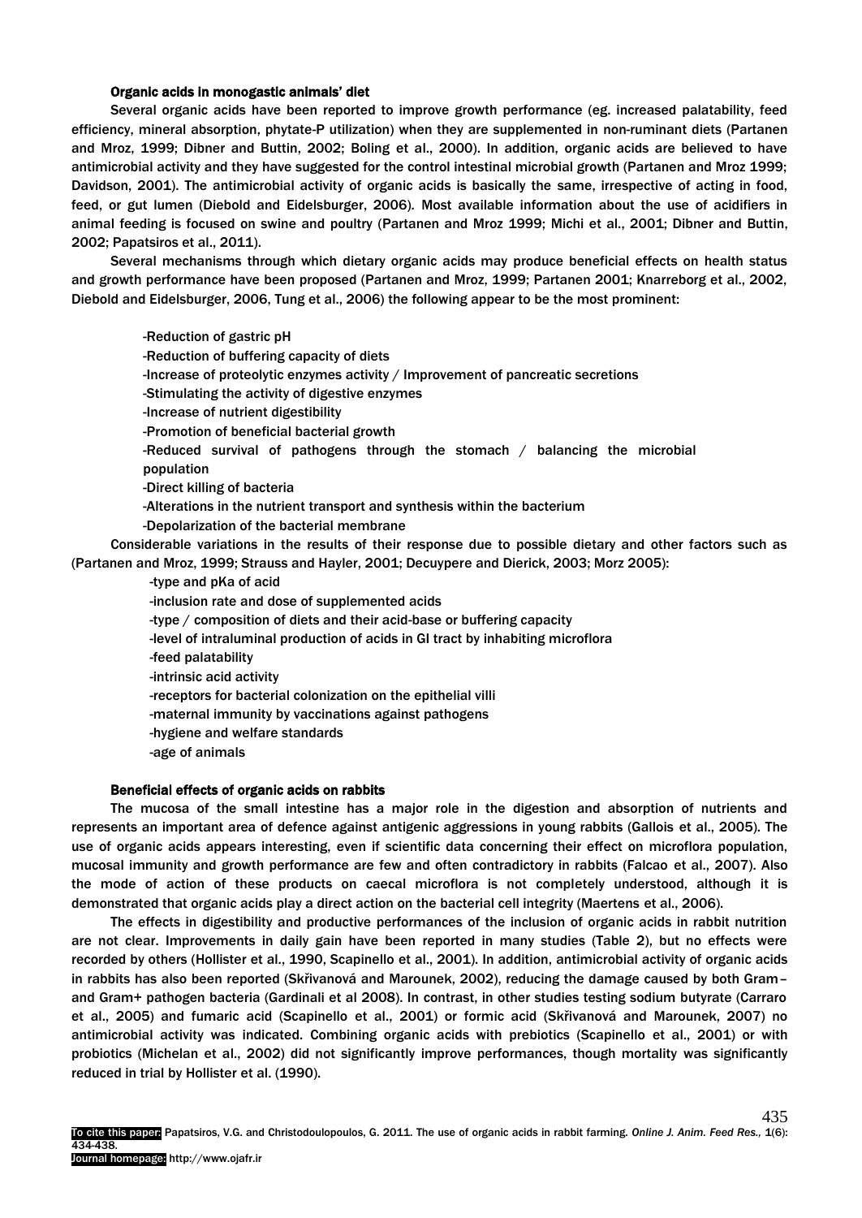### Organic acids in monogastic animals' diet

Several organic acids have been reported to improve growth performance (eg. increased palatability, feed efficiency, mineral absorption, phytate-P utilization) when they are supplemented in non-ruminant diets (Partanen and Mroz, 1999; Dibner and Buttin, 2002; Boling et al., 2000). In addition, organic acids are believed to have antimicrobial activity and they have suggested for the control intestinal microbial growth (Partanen and Mroz 1999; Davidson, 2001). The antimicrobial activity of organic acids is basically the same, irrespective of acting in food, feed, or gut lumen (Diebold and Eidelsburger, 2006). Most available information about the use of acidifiers in animal feeding is focused on swine and poultry (Partanen and Mroz 1999; Michi et al., 2001; Dibner and Buttin, 2002; Papatsiros et al., 2011).

Several mechanisms through which dietary organic acids may produce beneficial effects on health status and growth performance have been proposed (Partanen and Mroz, 1999; Partanen 2001; Knarreborg et al., 2002, Diebold and Eidelsburger, 2006, Tung et al., 2006) the following appear to be the most prominent:

- Reduction of gastric pH
- Reduction of buffering capacity of diets
- Increase of proteolytic enzymes activity / Improvement of pancreatic secretions
- Stimulating the activity of digestive enzymes
- Increase of nutrient digestibility
- Promotion of beneficial bacterial growth
- Reduced survival of pathogens through the stomach / balancing the microbial population
- Direct killing of bacteria
- Alterations in the nutrient transport and synthesis within the bacterium
- Depolarization of the bacterial membrane

Considerable variations in the results of their response due to possible dietary and other factors such as (Partanen and Mroz, 1999; Strauss and Hayler, 2001; Decuypere and Dierick, 2003; Morz 2005):

- type and pKa of acid
- inclusion rate and dose of supplemented acids
- type / composition of diets and their acid-base or buffering capacity
- level of intraluminal production of acids in GI tract by inhabiting microflora
- feed palatability
- intrinsic acid activity
- receptors for bacterial colonization on the epithelial villi
- maternal immunity by vaccinations against pathogens
- hygiene and welfare standards
- age of animals

### Beneficial effects of organic acids on rabbits

The mucosa of the small intestine has a major role in the digestion and absorption of nutrients and represents an important area of defence against antigenic aggressions in young rabbits (Gallois et al., 2005). The use of organic acids appears interesting, even if scientific data concerning their effect on microflora population, mucosal immunity and growth performance are few and often contradictory in rabbits (Falcao et al., 2007). Also the mode of action of these products on caecal microflora is not completely understood, although it is demonstrated that organic acids play a direct action on the bacterial cell integrity (Maertens et al., 2006).

The effects in digestibility and productive performances of the inclusion of organic acids in rabbit nutrition are not clear. Improvements in daily gain have been reported in many studies (Table 2), but no effects were recorded by others (Hollister et al., 1990, Scapinello et al., 2001). In addition, antimicrobial activity of organic acids in rabbits has also been reported (Skřivanová and Marounek, 2002), reducing the damage caused by both Gram– and Gram+ pathogen bacteria (Gardinali et al 2008). In contrast, in other studies testing sodium butyrate (Carraro et al., 2005) and fumaric acid (Scapinello et al., 2001) or formic acid (Skřivanová and Marounek, 2007) no antimicrobial activity was indicated. Combining organic acids with prebiotics (Scapinello et al., 2001) or with probiotics (Michelan et al., 2002) did not significantly improve performances, though mortality was significantly reduced in trial by Hollister et al. (1990).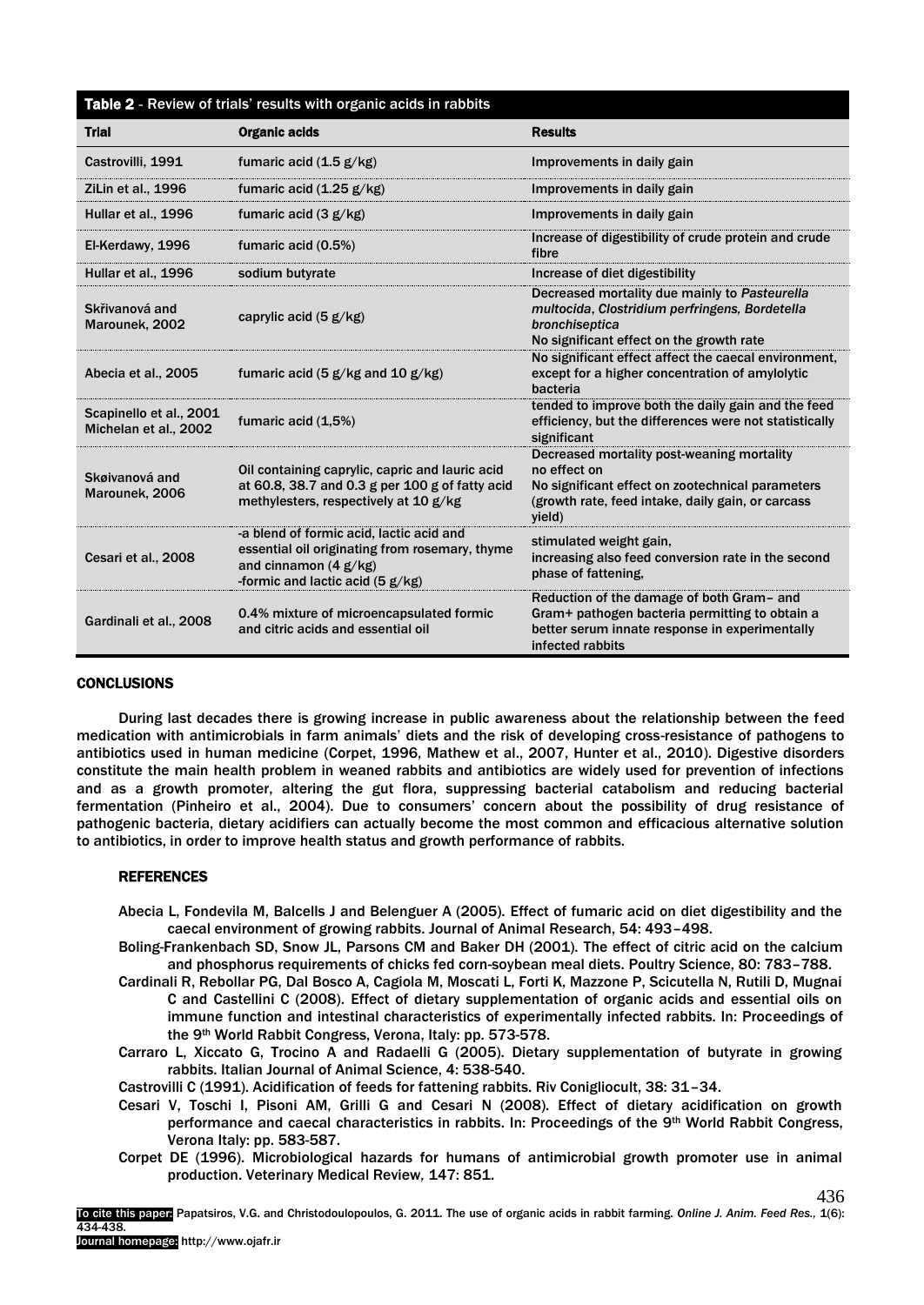**Table 2** - Review of trials' results with organic acids in rabbits

| Trial | Organic acids | Results |
|---|---|---|
| Castrovilli, 1991 | fumaric acid (1.5 g/kg) | Improvements in daily gain |
| ZiLin et al., 1996 | fumaric acid (1.25 g/kg) | Improvements in daily gain |
| Hullar et al., 1996 | fumaric acid (3 g/kg) | Improvements in daily gain |
| El-Kerdawy, 1996 | fumaric acid (0.5%) | Increase of digestibility of crude protein and crude fibre |
| Hullar et al., 1996 | sodium butyrate | Increase of diet digestibility |
| Skřivanová and Marounek, 2002 | caprylic acid (5 g/kg) | Decreased mortality due mainly to *Pasteurella multocida*, *Clostridium perfringens, Bordetella bronchiseptica* No significant effect on the growth rate |
| Abecia et al., 2005 | fumaric acid (5 g/kg and 10 g/kg) | No significant effect affect the caecal environment, except for a higher concentration of amylolytic bacteria |
| Scapinello et al., 2001 Michelan et al., 2002 | fumaric acid (1,5%) | tended to improve both the daily gain and the feed efficiency, but the differences were not statistically significant |
| Skøivanová and Marounek, 2006 | Oil containing caprylic, capric and lauric acid at 60.8, 38.7 and 0.3 g per 100 g of fatty acid methylesters, respectively at 10 g/kg | Decreased mortality post-weaning mortality no effect on No significant effect on zootechnical parameters (growth rate, feed intake, daily gain, or carcass yield) |
| Cesari et al., 2008 | -a blend of formic acid, lactic acid and essential oil originating from rosemary, thyme and cinnamon (4 g/kg) -formic and lactic acid (5 g/kg) | stimulated weight gain, increasing also feed conversion rate in the second phase of fattening, |
| Gardinali et al., 2008 | 0.4% mixture of microencapsulated formic and citric acids and essential oil | Reduction of the damage of both Gram– and Gram+ pathogen bacteria permitting to obtain a better serum innate response in experimentally infected rabbits |

## CONCLUSIONS

During last decades there is growing increase in public awareness about the relationship between the feed medication with antimicrobials in farm animals' diets and the risk of developing cross-resistance of pathogens to antibiotics used in human medicine (Corpet, 1996, Mathew et al., 2007, Hunter et al., 2010). Digestive disorders constitute the main health problem in weaned rabbits and antibiotics are widely used for prevention of infections and as a growth promoter, altering the gut flora, suppressing bacterial catabolism and reducing bacterial fermentation (Pinheiro et al., 2004). Due to consumers' concern about the possibility of drug resistance of pathogenic bacteria, dietary acidifiers can actually become the most common and efficacious alternative solution to antibiotics, in order to improve health status and growth performance of rabbits.

## REFERENCES

Abecia L, Fondevila M, Balcells J and Belenguer A (2005). Effect of fumaric acid on diet digestibility and the caecal environment of growing rabbits. Journal of Animal Research, 54: 493–498.

Boling-Frankenbach SD, Snow JL, Parsons CM and Baker DH (2001). The effect of citric acid on the calcium and phosphorus requirements of chicks fed corn-soybean meal diets. Poultry Science, 80: 783–788.

Cardinali R, Rebollar PG, Dal Bosco A, Cagiola M, Moscati L, Forti K, Mazzone P, Scicutella N, Rutili D, Mugnai C and Castellini C (2008). Effect of dietary supplementation of organic acids and essential oils on immune function and intestinal characteristics of experimentally infected rabbits. In: Proceedings of the 9th World Rabbit Congress, Verona, Italy: pp. 573-578.

Carraro L, Xiccato G, Trocino A and Radaelli G (2005). Dietary supplementation of butyrate in growing rabbits. Italian Journal of Animal Science, 4: 538-540.

Castrovilli C (1991). Acidification of feeds for fattening rabbits. Riv Conigliocult, 38: 31–34.

Cesari V, Toschi I, Pisoni AM, Grilli G and Cesari N (2008). Effect of dietary acidification on growth performance and caecal characteristics in rabbits. In: Proceedings of the 9th World Rabbit Congress, Verona Italy: pp. 583-587.

Corpet DE (1996). Microbiological hazards for humans of antimicrobial growth promoter use in animal production. Veterinary Medical Review, 147: 851.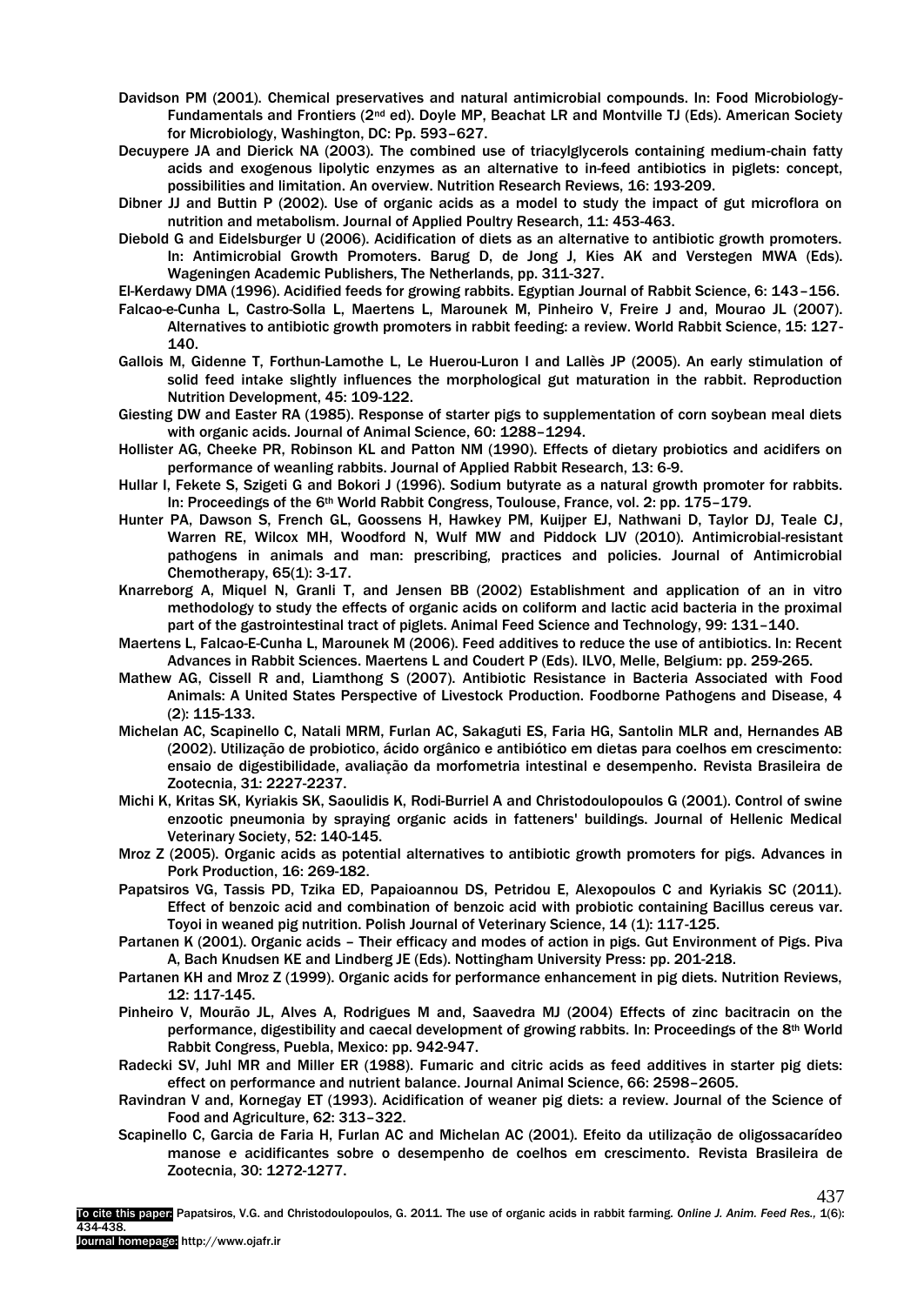Davidson PM (2001). Chemical preservatives and natural antimicrobial compounds. In: Food Microbiology-Fundamentals and Frontiers (2nd ed). Doyle MP, Beachat LR and Montville TJ (Eds). American Society for Microbiology, Washington, DC: Pp. 593–627.

Decuypere JA and Dierick NA (2003). The combined use of triacylglycerols containing medium-chain fatty acids and exogenous lipolytic enzymes as an alternative to in-feed antibiotics in piglets: concept, possibilities and limitation. An overview. Nutrition Research Reviews, 16: 193-209.

Dibner JJ and Buttin P (2002). Use of organic acids as a model to study the impact of gut microflora on nutrition and metabolism. Journal of Applied Poultry Research, 11: 453-463.

Diebold G and Eidelsburger U (2006). Acidification of diets as an alternative to antibiotic growth promoters. In: Antimicrobial Growth Promoters. Barug D, de Jong J, Kies AK and Verstegen MWA (Eds). Wageningen Academic Publishers, The Netherlands, pp. 311-327.

El-Kerdawy DMA (1996). Acidified feeds for growing rabbits. Egyptian Journal of Rabbit Science, 6: 143–156.

Falcao-e-Cunha L, Castro-Solla L, Maertens L, Marounek M, Pinheiro V, Freire J and, Mourao JL (2007). Alternatives to antibiotic growth promoters in rabbit feeding: a review. World Rabbit Science, 15: 127-140.

Gallois M, Gidenne T, Forthun-Lamothe L, Le Huerou-Luron I and Lallès JP (2005). An early stimulation of solid feed intake slightly influences the morphological gut maturation in the rabbit. Reproduction Nutrition Development, 45: 109-122.

Giesting DW and Easter RA (1985). Response of starter pigs to supplementation of corn soybean meal diets with organic acids. Journal of Animal Science, 60: 1288–1294.

Hollister AG, Cheeke PR, Robinson KL and Patton NM (1990). Effects of dietary probiotics and acidifers on performance of weanling rabbits. Journal of Applied Rabbit Research, 13: 6-9.

Hullar I, Fekete S, Szigeti G and Bokori J (1996). Sodium butyrate as a natural growth promoter for rabbits. In: Proceedings of the 6th World Rabbit Congress, Toulouse, France, vol. 2: pp. 175–179.

Hunter PA, Dawson S, French GL, Goossens H, Hawkey PM, Kuijper EJ, Nathwani D, Taylor DJ, Teale CJ, Warren RE, Wilcox MH, Woodford N, Wulf MW and Piddock LJV (2010). Antimicrobial-resistant pathogens in animals and man: prescribing, practices and policies. Journal of Antimicrobial Chemotherapy, 65(1): 3-17.

Knarreborg A, Miquel N, Granli T, and Jensen BB (2002) Establishment and application of an in vitro methodology to study the effects of organic acids on coliform and lactic acid bacteria in the proximal part of the gastrointestinal tract of piglets. Animal Feed Science and Technology, 99: 131–140.

Maertens L, Falcao-E-Cunha L, Marounek M (2006). Feed additives to reduce the use of antibiotics. In: Recent Advances in Rabbit Sciences. Maertens L and Coudert P (Eds). ILVO, Melle, Belgium: pp. 259-265.

Mathew AG, Cissell R and, Liamthong S (2007). Antibiotic Resistance in Bacteria Associated with Food Animals: A United States Perspective of Livestock Production. Foodborne Pathogens and Disease, 4 (2): 115-133.

Michelan AC, Scapinello C, Natali MRM, Furlan AC, Sakaguti ES, Faria HG, Santolin MLR and, Hernandes AB (2002). Utilização de probiotico, ácido orgânico e antibiótico em dietas para coelhos em crescimento: ensaio de digestibilidade, avaliação da morfometria intestinal e desempenho. Revista Brasileira de Zootecnia, 31: 2227-2237.

Michi K, Kritas SK, Kyriakis SK, Saoulidis K, Rodi-Burriel A and Christodoulopoulos G (2001). Control of swine enzootic pneumonia by spraying organic acids in fatteners' buildings. Journal of Hellenic Medical Veterinary Society, 52: 140-145.

Mroz Z (2005). Organic acids as potential alternatives to antibiotic growth promoters for pigs. Advances in Pork Production, 16: 269-182.

Papatsiros VG, Tassis PD, Tzika ED, Papaioannou DS, Petridou E, Alexopoulos C and Kyriakis SC (2011). Effect of benzoic acid and combination of benzoic acid with probiotic containing Bacillus cereus var. Toyoi in weaned pig nutrition. Polish Journal of Veterinary Science, 14 (1): 117-125.

Partanen K (2001). Organic acids – Their efficacy and modes of action in pigs. Gut Environment of Pigs. Piva A, Bach Knudsen KE and Lindberg JE (Eds). Nottingham University Press: pp. 201-218.

Partanen KH and Mroz Z (1999). Organic acids for performance enhancement in pig diets. Nutrition Reviews, 12: 117-145.

Pinheiro V, Mourão JL, Alves A, Rodrigues M and, Saavedra MJ (2004) Effects of zinc bacitracin on the performance, digestibility and caecal development of growing rabbits. In: Proceedings of the 8th World Rabbit Congress, Puebla, Mexico: pp. 942-947.

Radecki SV, Juhl MR and Miller ER (1988). Fumaric and citric acids as feed additives in starter pig diets: effect on performance and nutrient balance. Journal Animal Science, 66: 2598–2605.

Ravindran V and, Kornegay ET (1993). Acidification of weaner pig diets: a review. Journal of the Science of Food and Agriculture, 62: 313–322.

Scapinello C, Garcia de Faria H, Furlan AC and Michelan AC (2001). Efeito da utilização de oligossacarídeo manose e acidificantes sobre o desempenho de coelhos em crescimento. Revista Brasileira de Zootecnia, 30: 1272-1277.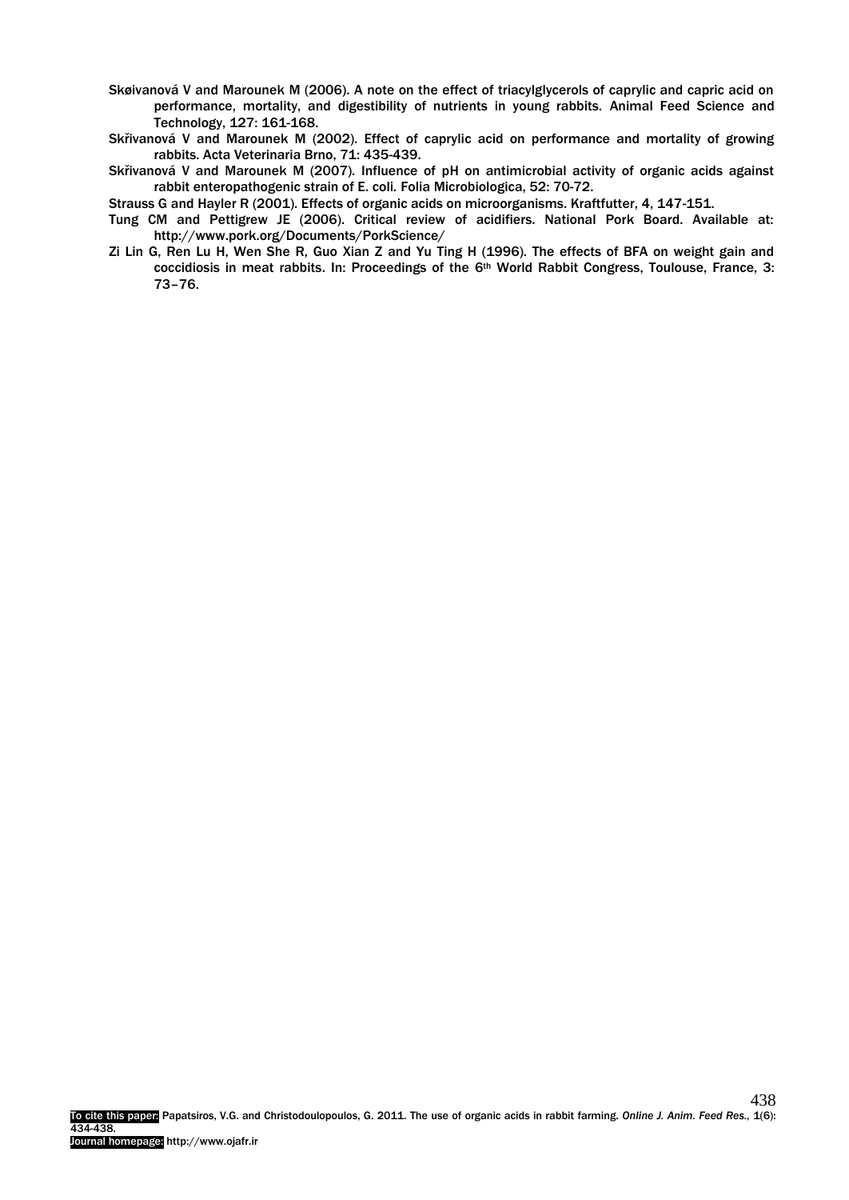Skøivanová V and Marounek M (2006). A note on the effect of triacylglycerols of caprylic and capric acid on performance, mortality, and digestibility of nutrients in young rabbits. Animal Feed Science and Technology, 127: 161-168.

Skřivanová V and Marounek M (2002). Effect of caprylic acid on performance and mortality of growing rabbits. Acta Veterinaria Brno, 71: 435-439.

Skřivanová V and Marounek M (2007). Influence of pH on antimicrobial activity of organic acids against rabbit enteropathogenic strain of E. coli. Folia Microbiologica, 52: 70-72.

Strauss G and Hayler R (2001). Effects of organic acids on microorganisms. Kraftfutter, 4, 147-151.

Tung CM and Pettigrew JE (2006). Critical review of acidifiers. National Pork Board. Available at: http://www.pork.org/Documents/PorkScience/

Zi Lin G, Ren Lu H, Wen She R, Guo Xian Z and Yu Ting H (1996). The effects of BFA on weight gain and coccidiosis in meat rabbits. In: Proceedings of the 6th World Rabbit Congress, Toulouse, France, 3: 73–76.